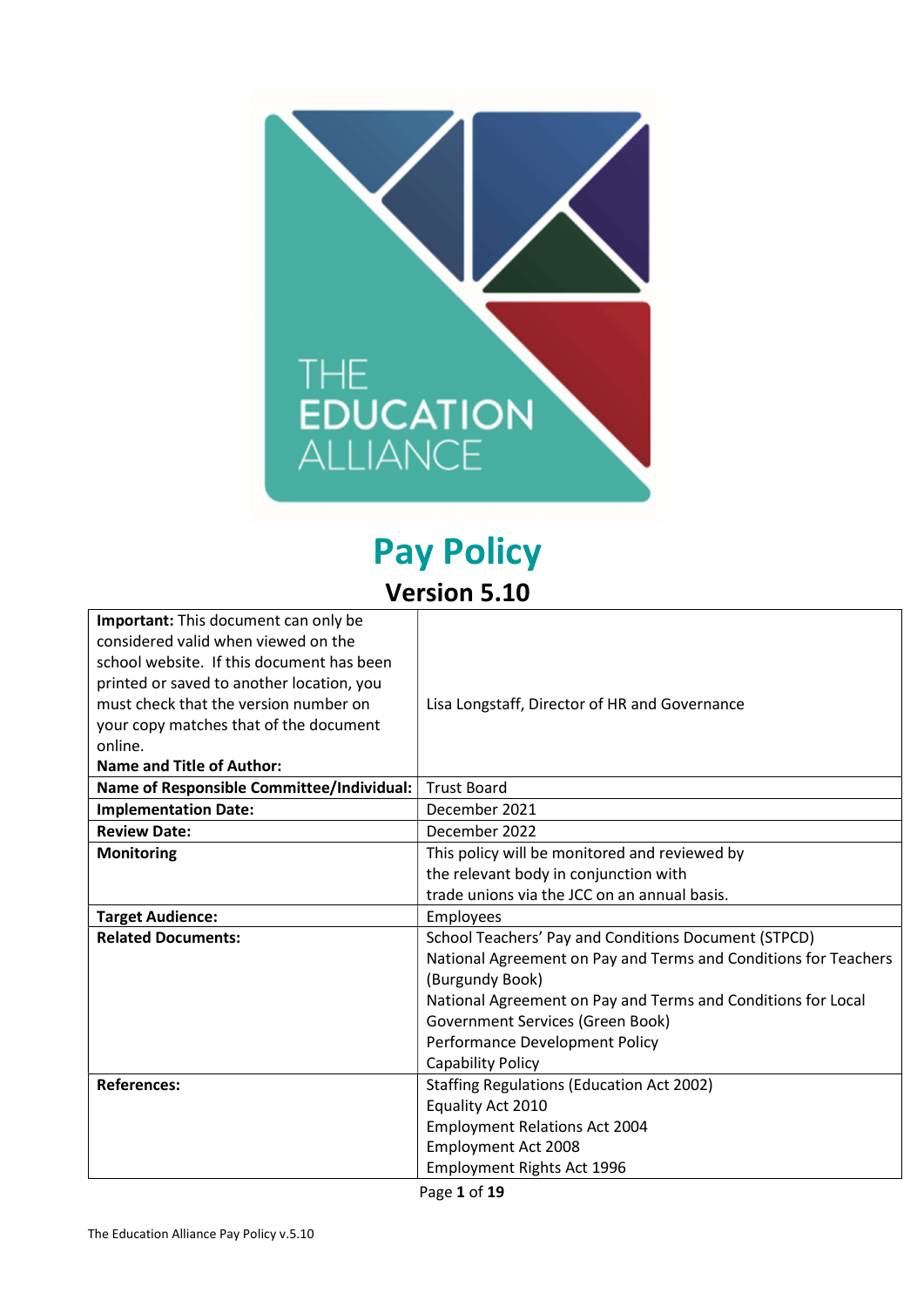THE EDUCATION ALLIANCE

# Pay Policy

## Version 5.10

| **Important:** This document can only be considered valid when viewed on the school website. If this document has been printed or saved to another location, you must check that the version number on your copy matches that of the document online. **Name and Title of Author:** | Lisa Longstaff, Director of HR and Governance |
|---|---|
| **Name of Responsible Committee/Individual:** | Trust Board |
| **Implementation Date:** | December 2021 |
| **Review Date:** | December 2022 |
| **Monitoring** | This policy will be monitored and reviewed by the relevant body in conjunction with trade unions via the JCC on an annual basis. |
| **Target Audience:** | Employees |
| **Related Documents:** | School Teachers' Pay and Conditions Document (STPCD)<br>National Agreement on Pay and Terms and Conditions for Teachers (Burgundy Book)<br>National Agreement on Pay and Terms and Conditions for Local Government Services (Green Book)<br>Performance Development Policy<br>Capability Policy |
| **References:** | Staffing Regulations (Education Act 2002)<br>Equality Act 2010<br>Employment Relations Act 2004<br>Employment Act 2008<br>Employment Rights Act 1996 |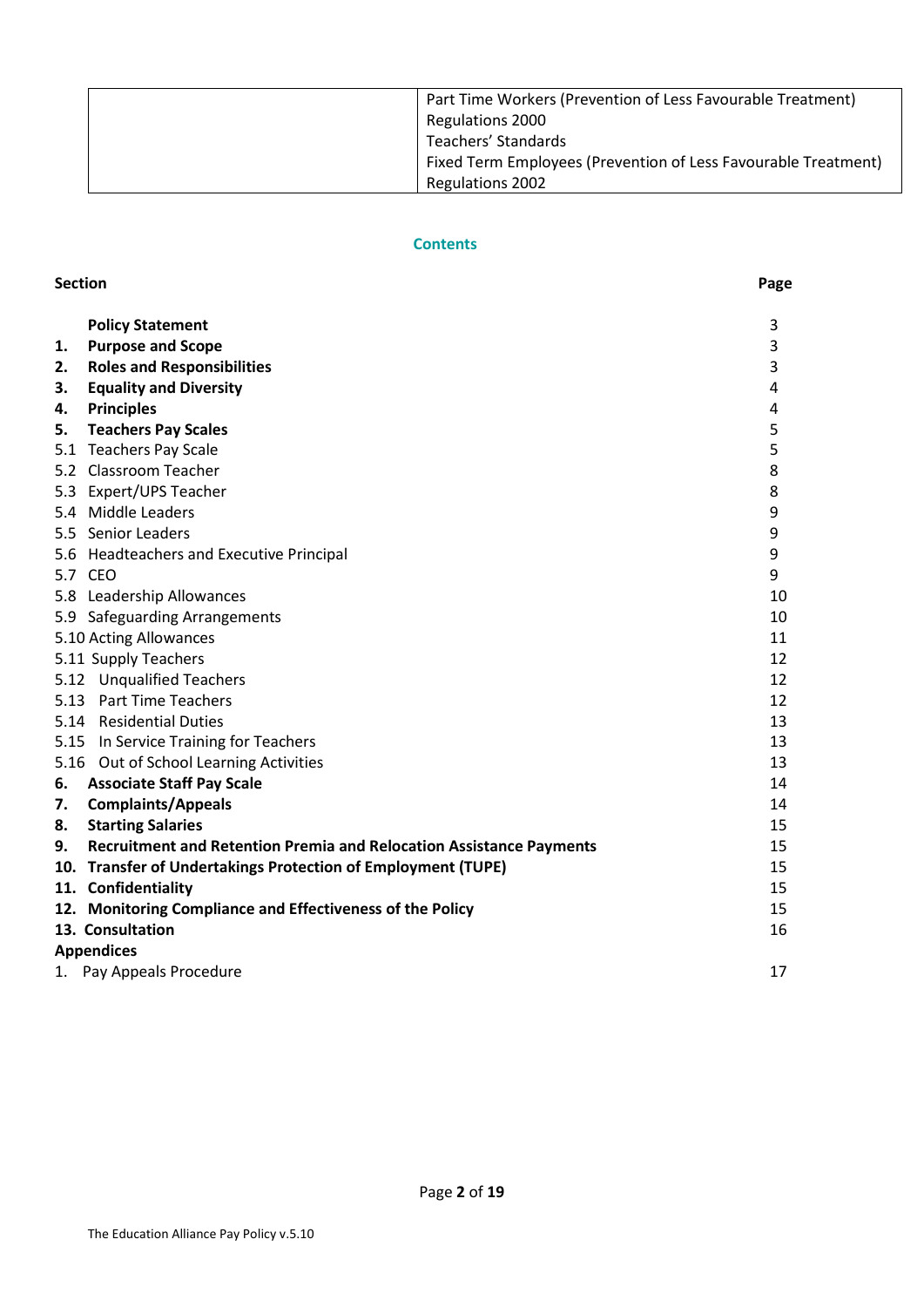| | Part Time Workers (Prevention of Less Favourable Treatment) Regulations 2000<br>Teachers' Standards<br>Fixed Term Employees (Prevention of Less Favourable Treatment) Regulations 2002 |
|---|---|

## Contents

| Section | | Page |
|---|---|---|
| | **Policy Statement** | 3 |
| **1.** | **Purpose and Scope** | 3 |
| **2.** | **Roles and Responsibilities** | 3 |
| **3.** | **Equality and Diversity** | 4 |
| **4.** | **Principles** | 4 |
| **5.** | **Teachers Pay Scales** | 5 |
| 5.1 | Teachers Pay Scale | 5 |
| 5.2 | Classroom Teacher | 8 |
| 5.3 | Expert/UPS Teacher | 8 |
| 5.4 | Middle Leaders | 9 |
| 5.5 | Senior Leaders | 9 |
| 5.6 | Headteachers and Executive Principal | 9 |
| 5.7 | CEO | 9 |
| 5.8 | Leadership Allowances | 10 |
| 5.9 | Safeguarding Arrangements | 10 |
| 5.10 | Acting Allowances | 11 |
| 5.11 | Supply Teachers | 12 |
| 5.12 | Unqualified Teachers | 12 |
| 5.13 | Part Time Teachers | 12 |
| 5.14 | Residential Duties | 13 |
| 5.15 | In Service Training for Teachers | 13 |
| 5.16 | Out of School Learning Activities | 13 |
| **6.** | **Associate Staff Pay Scale** | 14 |
| **7.** | **Complaints/Appeals** | 14 |
| **8.** | **Starting Salaries** | 15 |
| **9.** | **Recruitment and Retention Premia and Relocation Assistance Payments** | 15 |
| **10.** | **Transfer of Undertakings Protection of Employment (TUPE)** | 15 |
| **11.** | **Confidentiality** | 15 |
| **12.** | **Monitoring Compliance and Effectiveness of the Policy** | 15 |
| **13.** | **Consultation** | 16 |
| **Appendices** | | |
| 1. | Pay Appeals Procedure | 17 |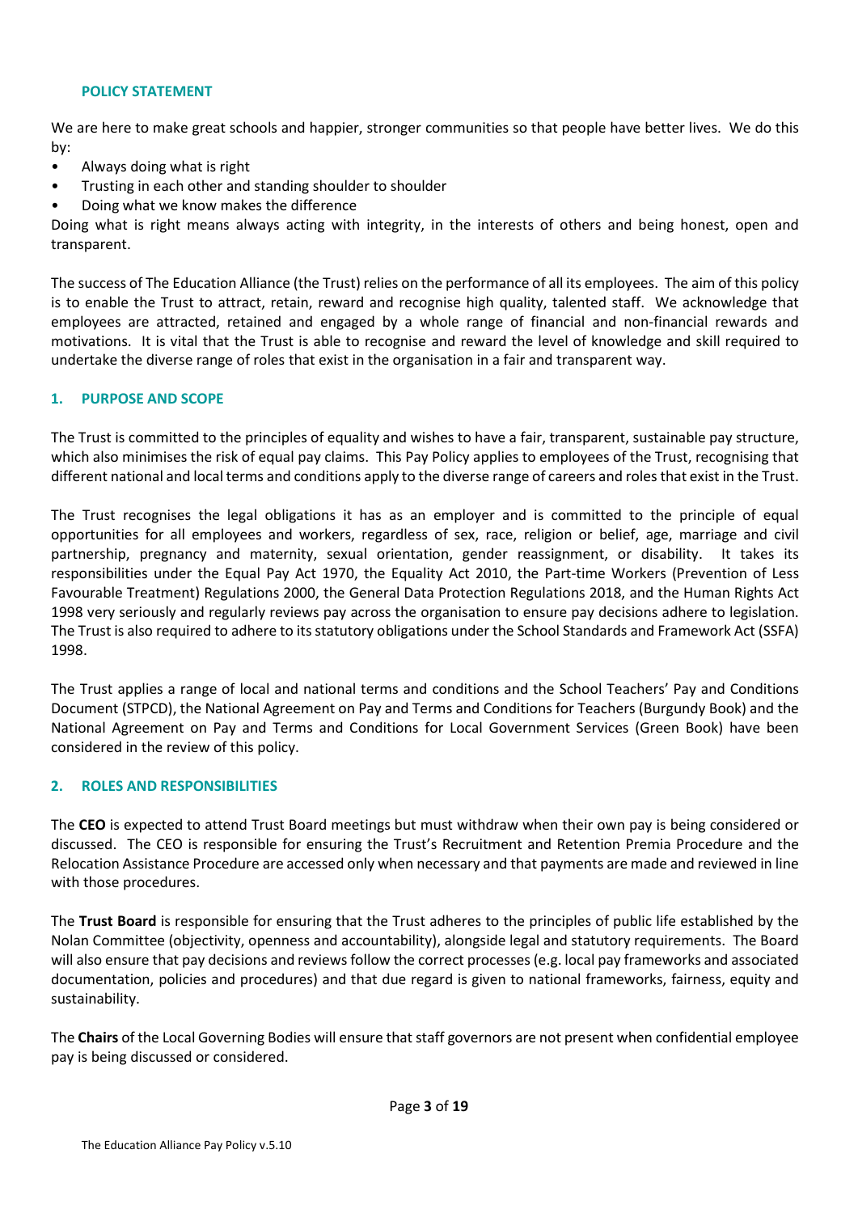## POLICY STATEMENT

We are here to make great schools and happier, stronger communities so that people have better lives. We do this by:

- Always doing what is right
- Trusting in each other and standing shoulder to shoulder
- Doing what we know makes the difference

Doing what is right means always acting with integrity, in the interests of others and being honest, open and transparent.

The success of The Education Alliance (the Trust) relies on the performance of all its employees. The aim of this policy is to enable the Trust to attract, retain, reward and recognise high quality, talented staff. We acknowledge that employees are attracted, retained and engaged by a whole range of financial and non-financial rewards and motivations. It is vital that the Trust is able to recognise and reward the level of knowledge and skill required to undertake the diverse range of roles that exist in the organisation in a fair and transparent way.

## 1. PURPOSE AND SCOPE

The Trust is committed to the principles of equality and wishes to have a fair, transparent, sustainable pay structure, which also minimises the risk of equal pay claims. This Pay Policy applies to employees of the Trust, recognising that different national and local terms and conditions apply to the diverse range of careers and roles that exist in the Trust.

The Trust recognises the legal obligations it has as an employer and is committed to the principle of equal opportunities for all employees and workers, regardless of sex, race, religion or belief, age, marriage and civil partnership, pregnancy and maternity, sexual orientation, gender reassignment, or disability. It takes its responsibilities under the Equal Pay Act 1970, the Equality Act 2010, the Part-time Workers (Prevention of Less Favourable Treatment) Regulations 2000, the General Data Protection Regulations 2018, and the Human Rights Act 1998 very seriously and regularly reviews pay across the organisation to ensure pay decisions adhere to legislation. The Trust is also required to adhere to its statutory obligations under the School Standards and Framework Act (SSFA) 1998.

The Trust applies a range of local and national terms and conditions and the School Teachers' Pay and Conditions Document (STPCD), the National Agreement on Pay and Terms and Conditions for Teachers (Burgundy Book) and the National Agreement on Pay and Terms and Conditions for Local Government Services (Green Book) have been considered in the review of this policy.

## 2. ROLES AND RESPONSIBILITIES

The **CEO** is expected to attend Trust Board meetings but must withdraw when their own pay is being considered or discussed. The CEO is responsible for ensuring the Trust's Recruitment and Retention Premia Procedure and the Relocation Assistance Procedure are accessed only when necessary and that payments are made and reviewed in line with those procedures.

The **Trust Board** is responsible for ensuring that the Trust adheres to the principles of public life established by the Nolan Committee (objectivity, openness and accountability), alongside legal and statutory requirements. The Board will also ensure that pay decisions and reviews follow the correct processes (e.g. local pay frameworks and associated documentation, policies and procedures) and that due regard is given to national frameworks, fairness, equity and sustainability.

The **Chairs** of the Local Governing Bodies will ensure that staff governors are not present when confidential employee pay is being discussed or considered.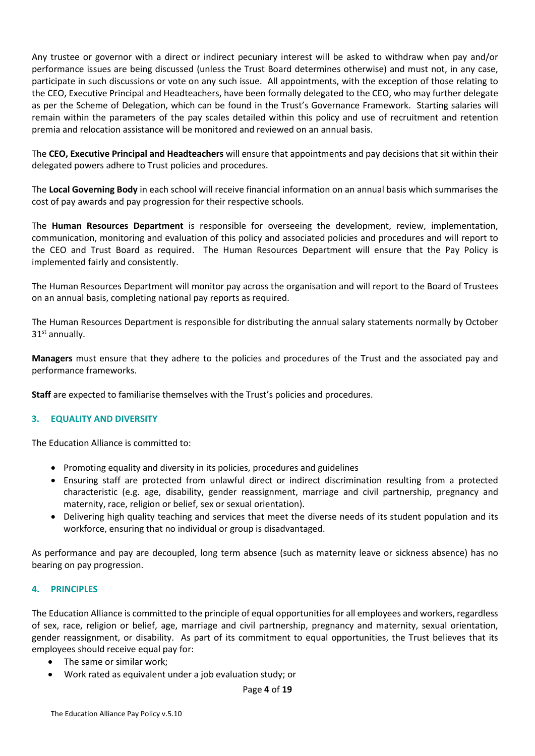Any trustee or governor with a direct or indirect pecuniary interest will be asked to withdraw when pay and/or performance issues are being discussed (unless the Trust Board determines otherwise) and must not, in any case, participate in such discussions or vote on any such issue. All appointments, with the exception of those relating to the CEO, Executive Principal and Headteachers, have been formally delegated to the CEO, who may further delegate as per the Scheme of Delegation, which can be found in the Trust's Governance Framework. Starting salaries will remain within the parameters of the pay scales detailed within this policy and use of recruitment and retention premia and relocation assistance will be monitored and reviewed on an annual basis.

The **CEO, Executive Principal and Headteachers** will ensure that appointments and pay decisions that sit within their delegated powers adhere to Trust policies and procedures.

The **Local Governing Body** in each school will receive financial information on an annual basis which summarises the cost of pay awards and pay progression for their respective schools.

The **Human Resources Department** is responsible for overseeing the development, review, implementation, communication, monitoring and evaluation of this policy and associated policies and procedures and will report to the CEO and Trust Board as required. The Human Resources Department will ensure that the Pay Policy is implemented fairly and consistently.

The Human Resources Department will monitor pay across the organisation and will report to the Board of Trustees on an annual basis, completing national pay reports as required.

The Human Resources Department is responsible for distributing the annual salary statements normally by October 31st annually.

**Managers** must ensure that they adhere to the policies and procedures of the Trust and the associated pay and performance frameworks.

**Staff** are expected to familiarise themselves with the Trust's policies and procedures.

## 3. EQUALITY AND DIVERSITY

The Education Alliance is committed to:

- Promoting equality and diversity in its policies, procedures and guidelines
- Ensuring staff are protected from unlawful direct or indirect discrimination resulting from a protected characteristic (e.g. age, disability, gender reassignment, marriage and civil partnership, pregnancy and maternity, race, religion or belief, sex or sexual orientation).
- Delivering high quality teaching and services that meet the diverse needs of its student population and its workforce, ensuring that no individual or group is disadvantaged.

As performance and pay are decoupled, long term absence (such as maternity leave or sickness absence) has no bearing on pay progression.

## 4. PRINCIPLES

The Education Alliance is committed to the principle of equal opportunities for all employees and workers, regardless of sex, race, religion or belief, age, marriage and civil partnership, pregnancy and maternity, sexual orientation, gender reassignment, or disability. As part of its commitment to equal opportunities, the Trust believes that its employees should receive equal pay for:

- The same or similar work;
- Work rated as equivalent under a job evaluation study; or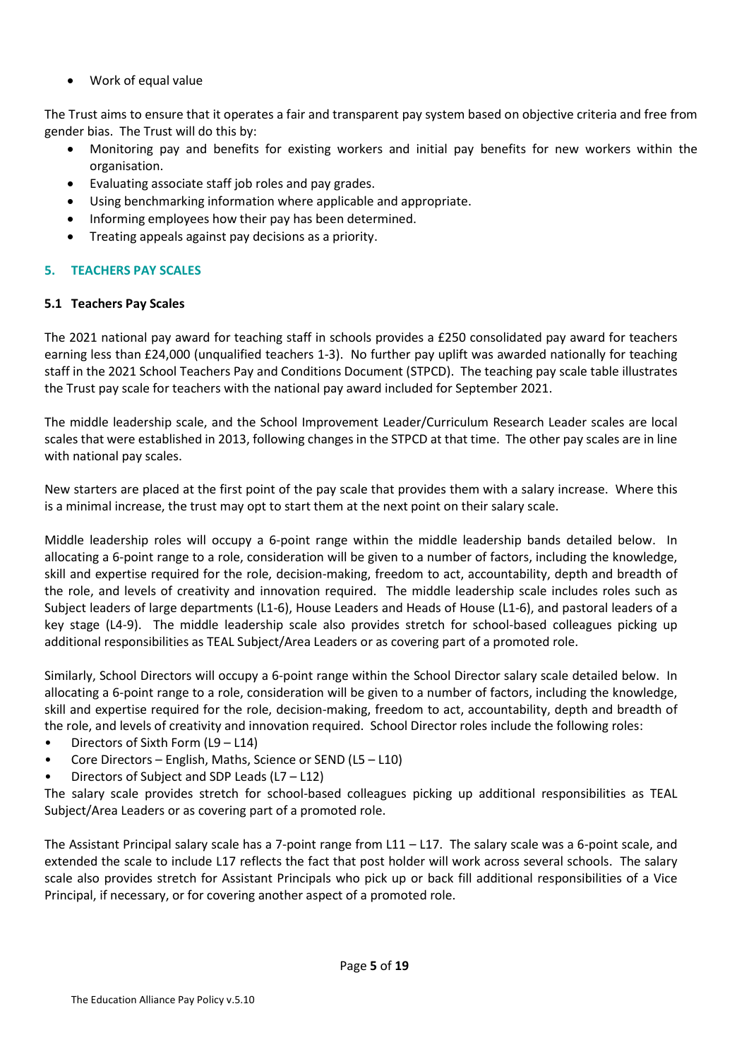- Work of equal value

The Trust aims to ensure that it operates a fair and transparent pay system based on objective criteria and free from gender bias. The Trust will do this by:

- Monitoring pay and benefits for existing workers and initial pay benefits for new workers within the organisation.
- Evaluating associate staff job roles and pay grades.
- Using benchmarking information where applicable and appropriate.
- Informing employees how their pay has been determined.
- Treating appeals against pay decisions as a priority.

## 5. TEACHERS PAY SCALES

### 5.1 Teachers Pay Scales

The 2021 national pay award for teaching staff in schools provides a £250 consolidated pay award for teachers earning less than £24,000 (unqualified teachers 1-3). No further pay uplift was awarded nationally for teaching staff in the 2021 School Teachers Pay and Conditions Document (STPCD). The teaching pay scale table illustrates the Trust pay scale for teachers with the national pay award included for September 2021.

The middle leadership scale, and the School Improvement Leader/Curriculum Research Leader scales are local scales that were established in 2013, following changes in the STPCD at that time. The other pay scales are in line with national pay scales.

New starters are placed at the first point of the pay scale that provides them with a salary increase. Where this is a minimal increase, the trust may opt to start them at the next point on their salary scale.

Middle leadership roles will occupy a 6-point range within the middle leadership bands detailed below. In allocating a 6-point range to a role, consideration will be given to a number of factors, including the knowledge, skill and expertise required for the role, decision-making, freedom to act, accountability, depth and breadth of the role, and levels of creativity and innovation required. The middle leadership scale includes roles such as Subject leaders of large departments (L1-6), House Leaders and Heads of House (L1-6), and pastoral leaders of a key stage (L4-9). The middle leadership scale also provides stretch for school-based colleagues picking up additional responsibilities as TEAL Subject/Area Leaders or as covering part of a promoted role.

Similarly, School Directors will occupy a 6-point range within the School Director salary scale detailed below. In allocating a 6-point range to a role, consideration will be given to a number of factors, including the knowledge, skill and expertise required for the role, decision-making, freedom to act, accountability, depth and breadth of the role, and levels of creativity and innovation required. School Director roles include the following roles:

- Directors of Sixth Form (L9 – L14)
- Core Directors – English, Maths, Science or SEND (L5 – L10)
- Directors of Subject and SDP Leads (L7 – L12)

The salary scale provides stretch for school-based colleagues picking up additional responsibilities as TEAL Subject/Area Leaders or as covering part of a promoted role.

The Assistant Principal salary scale has a 7-point range from L11 – L17. The salary scale was a 6-point scale, and extended the scale to include L17 reflects the fact that post holder will work across several schools. The salary scale also provides stretch for Assistant Principals who pick up or back fill additional responsibilities of a Vice Principal, if necessary, or for covering another aspect of a promoted role.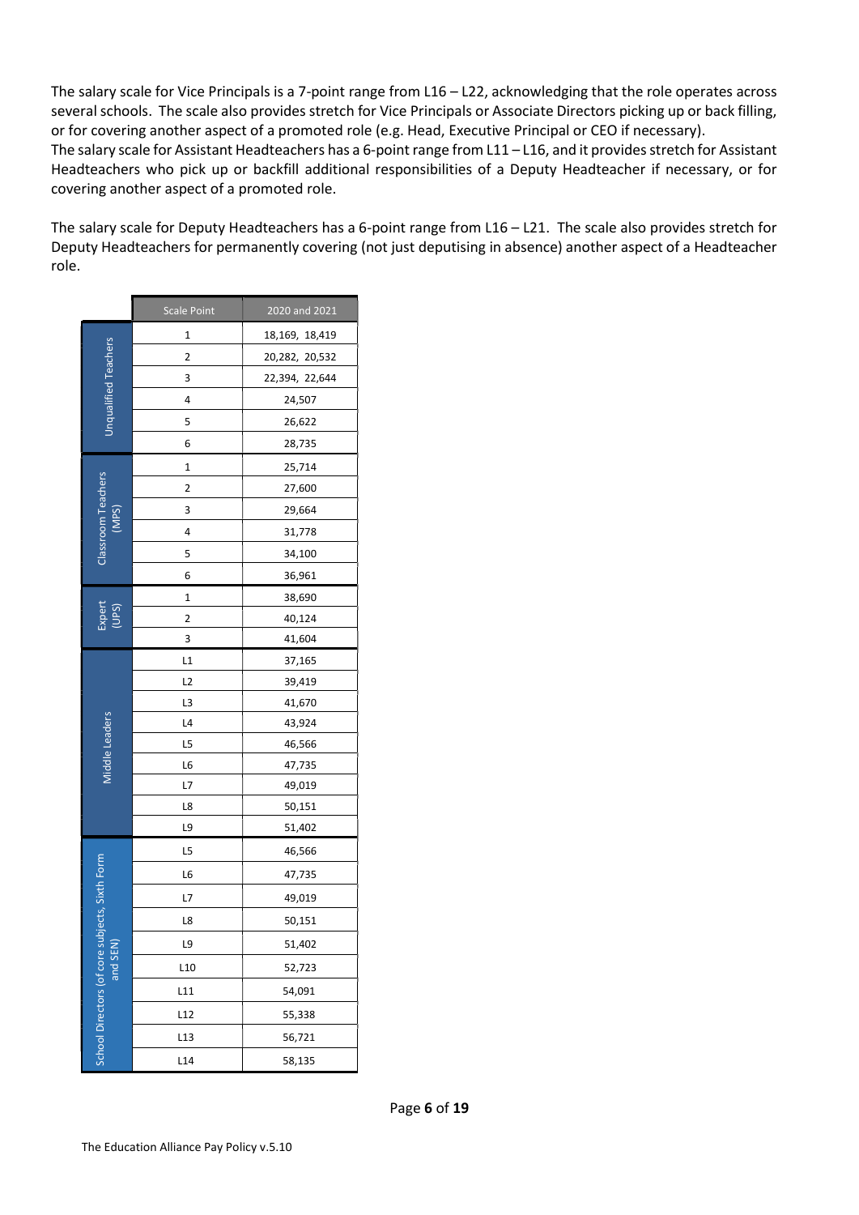The salary scale for Vice Principals is a 7-point range from L16 – L22, acknowledging that the role operates across several schools. The scale also provides stretch for Vice Principals or Associate Directors picking up or back filling, or for covering another aspect of a promoted role (e.g. Head, Executive Principal or CEO if necessary).
The salary scale for Assistant Headteachers has a 6-point range from L11 – L16, and it provides stretch for Assistant Headteachers who pick up or backfill additional responsibilities of a Deputy Headteacher if necessary, or for covering another aspect of a promoted role.

The salary scale for Deputy Headteachers has a 6-point range from L16 – L21. The scale also provides stretch for Deputy Headteachers for permanently covering (not just deputising in absence) another aspect of a Headteacher role.

| | Scale Point | 2020 and 2021 |
|---|---|---|
| Unqualified Teachers | 1 | 18,169, 18,419 |
| | 2 | 20,282, 20,532 |
| | 3 | 22,394, 22,644 |
| | 4 | 24,507 |
| | 5 | 26,622 |
| | 6 | 28,735 |
| Classroom Teachers (MPS) | 1 | 25,714 |
| | 2 | 27,600 |
| | 3 | 29,664 |
| | 4 | 31,778 |
| | 5 | 34,100 |
| | 6 | 36,961 |
| Expert (UPS) | 1 | 38,690 |
| | 2 | 40,124 |
| | 3 | 41,604 |
| Middle Leaders | L1 | 37,165 |
| | L2 | 39,419 |
| | L3 | 41,670 |
| | L4 | 43,924 |
| | L5 | 46,566 |
| | L6 | 47,735 |
| | L7 | 49,019 |
| | L8 | 50,151 |
| | L9 | 51,402 |
| School Directors (of core subjects, Sixth Form and SEN) | L5 | 46,566 |
| | L6 | 47,735 |
| | L7 | 49,019 |
| | L8 | 50,151 |
| | L9 | 51,402 |
| | L10 | 52,723 |
| | L11 | 54,091 |
| | L12 | 55,338 |
| | L13 | 56,721 |
| | L14 | 58,135 |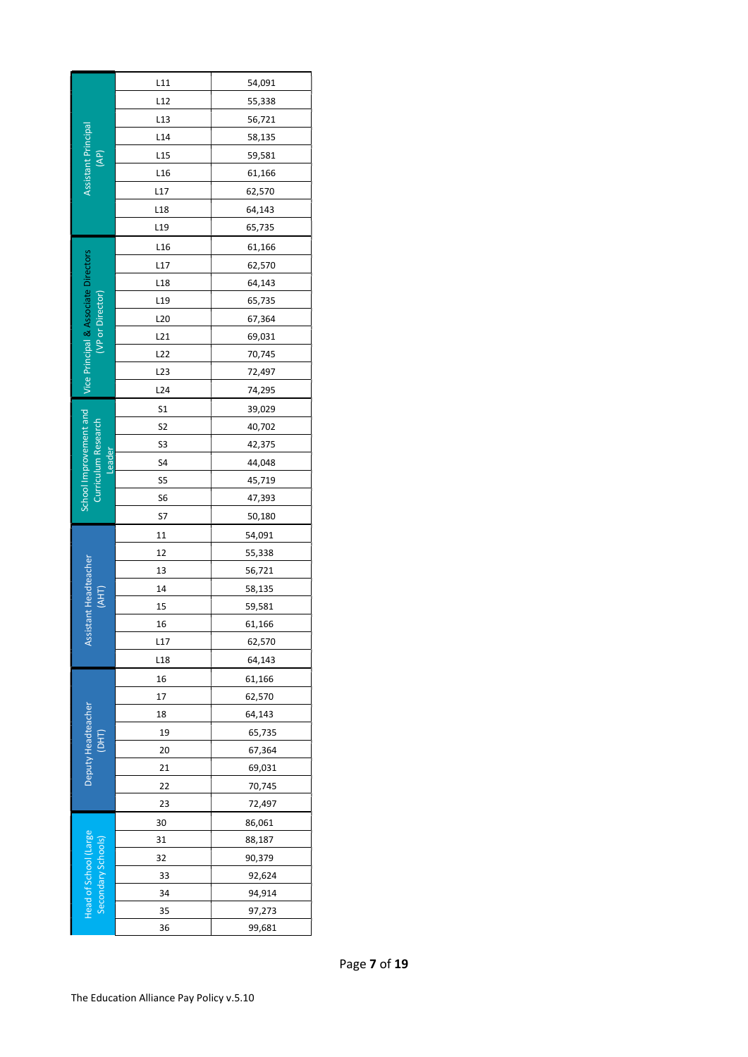| Role | Point | Salary |
|---|---|---|
| Assistant Principal (AP) | L11 | 54,091 |
| | L12 | 55,338 |
| | L13 | 56,721 |
| | L14 | 58,135 |
| | L15 | 59,581 |
| | L16 | 61,166 |
| | L17 | 62,570 |
| | L18 | 64,143 |
| | L19 | 65,735 |
| Vice Principal & Associate Directors (VP or Director) | L16 | 61,166 |
| | L17 | 62,570 |
| | L18 | 64,143 |
| | L19 | 65,735 |
| | L20 | 67,364 |
| | L21 | 69,031 |
| | L22 | 70,745 |
| | L23 | 72,497 |
| | L24 | 74,295 |
| School Improvement and Curriculum Research Leader | S1 | 39,029 |
| | S2 | 40,702 |
| | S3 | 42,375 |
| | S4 | 44,048 |
| | S5 | 45,719 |
| | S6 | 47,393 |
| | S7 | 50,180 |
| Assistant Headteacher (AHT) | 11 | 54,091 |
| | 12 | 55,338 |
| | 13 | 56,721 |
| | 14 | 58,135 |
| | 15 | 59,581 |
| | 16 | 61,166 |
| | L17 | 62,570 |
| | L18 | 64,143 |
| Deputy Headteacher (DHT) | 16 | 61,166 |
| | 17 | 62,570 |
| | 18 | 64,143 |
| | 19 | 65,735 |
| | 20 | 67,364 |
| | 21 | 69,031 |
| | 22 | 70,745 |
| | 23 | 72,497 |
| Head of School (Large Secondary Schools) | 30 | 86,061 |
| | 31 | 88,187 |
| | 32 | 90,379 |
| | 33 | 92,624 |
| | 34 | 94,914 |
| | 35 | 97,273 |
| | 36 | 99,681 |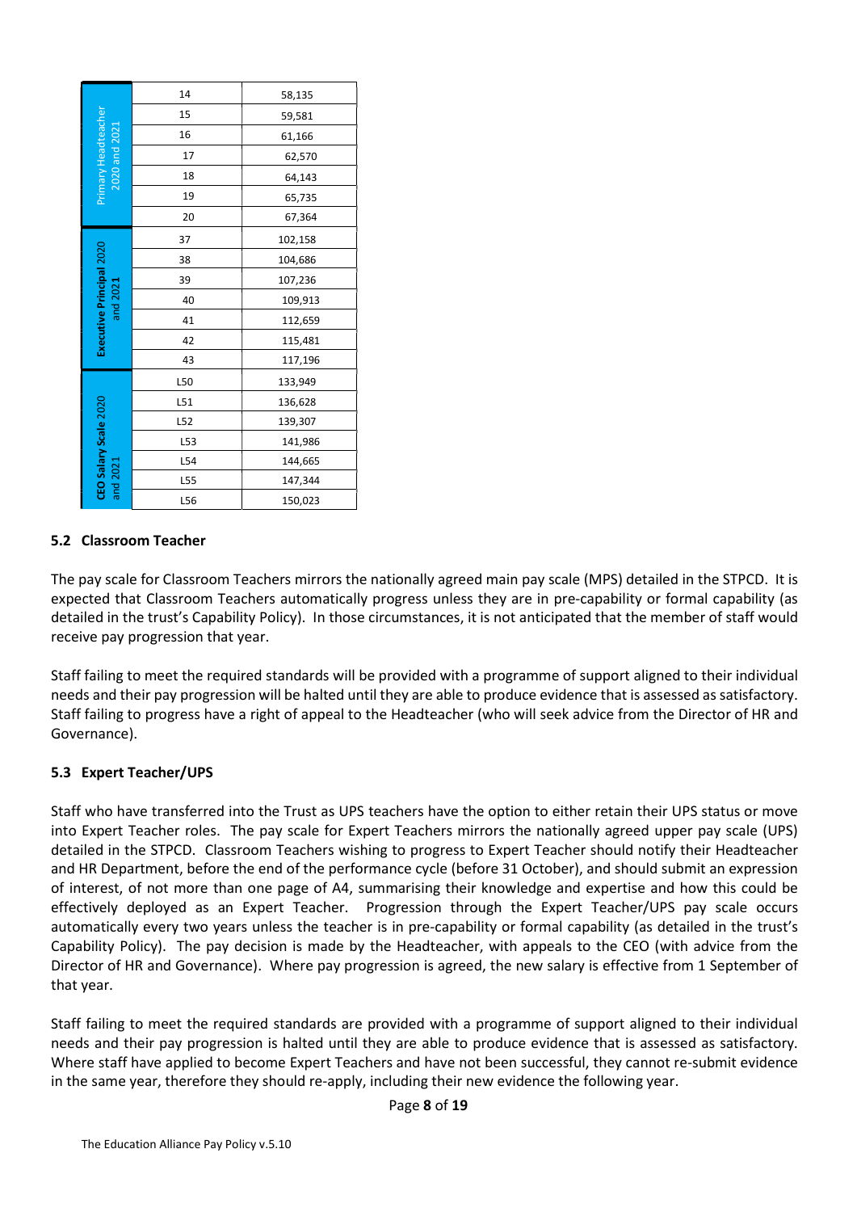| Scale | Point | Salary |
|---|---|---|
| Primary Headteacher 2020 and 2021 | 14 | 58,135 |
| | 15 | 59,581 |
| | 16 | 61,166 |
| | 17 | 62,570 |
| | 18 | 64,143 |
| | 19 | 65,735 |
| | 20 | 67,364 |
| **Executive Principal** 2020 and 2021 | 37 | 102,158 |
| | 38 | 104,686 |
| | 39 | 107,236 |
| | 40 | 109,913 |
| | 41 | 112,659 |
| | 42 | 115,481 |
| | 43 | 117,196 |
| **CEO Salary Scale** 2020 and 2021 | L50 | 133,949 |
| | L51 | 136,628 |
| | L52 | 139,307 |
| | L53 | 141,986 |
| | L54 | 144,665 |
| | L55 | 147,344 |
| | L56 | 150,023 |

### 5.2 Classroom Teacher

The pay scale for Classroom Teachers mirrors the nationally agreed main pay scale (MPS) detailed in the STPCD. It is expected that Classroom Teachers automatically progress unless they are in pre-capability or formal capability (as detailed in the trust's Capability Policy). In those circumstances, it is not anticipated that the member of staff would receive pay progression that year.

Staff failing to meet the required standards will be provided with a programme of support aligned to their individual needs and their pay progression will be halted until they are able to produce evidence that is assessed as satisfactory. Staff failing to progress have a right of appeal to the Headteacher (who will seek advice from the Director of HR and Governance).

### 5.3 Expert Teacher/UPS

Staff who have transferred into the Trust as UPS teachers have the option to either retain their UPS status or move into Expert Teacher roles. The pay scale for Expert Teachers mirrors the nationally agreed upper pay scale (UPS) detailed in the STPCD. Classroom Teachers wishing to progress to Expert Teacher should notify their Headteacher and HR Department, before the end of the performance cycle (before 31 October), and should submit an expression of interest, of not more than one page of A4, summarising their knowledge and expertise and how this could be effectively deployed as an Expert Teacher. Progression through the Expert Teacher/UPS pay scale occurs automatically every two years unless the teacher is in pre-capability or formal capability (as detailed in the trust's Capability Policy). The pay decision is made by the Headteacher, with appeals to the CEO (with advice from the Director of HR and Governance). Where pay progression is agreed, the new salary is effective from 1 September of that year.

Staff failing to meet the required standards are provided with a programme of support aligned to their individual needs and their pay progression is halted until they are able to produce evidence that is assessed as satisfactory. Where staff have applied to become Expert Teachers and have not been successful, they cannot re-submit evidence in the same year, therefore they should re-apply, including their new evidence the following year.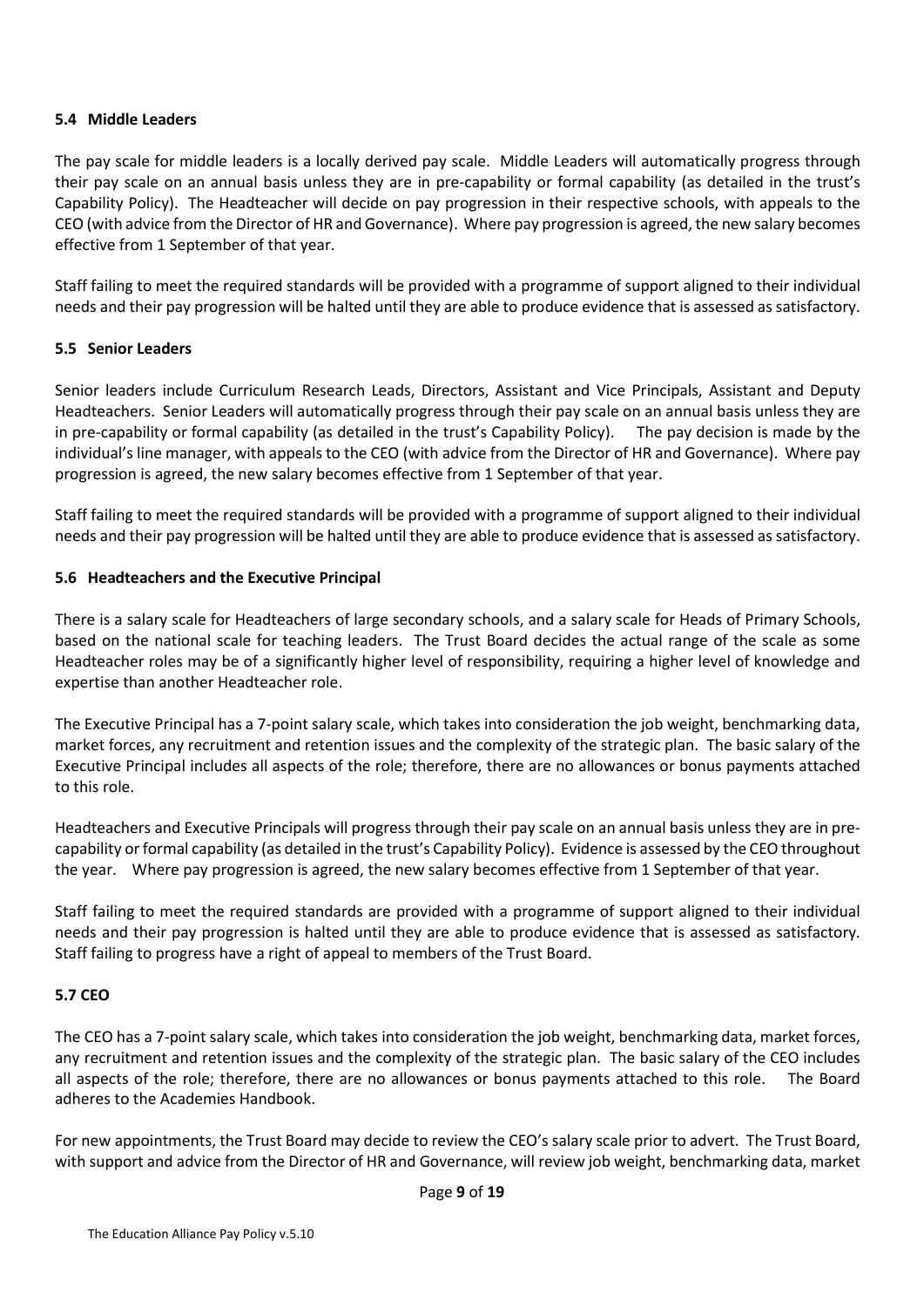### 5.4 Middle Leaders

The pay scale for middle leaders is a locally derived pay scale. Middle Leaders will automatically progress through their pay scale on an annual basis unless they are in pre-capability or formal capability (as detailed in the trust's Capability Policy). The Headteacher will decide on pay progression in their respective schools, with appeals to the CEO (with advice from the Director of HR and Governance). Where pay progression is agreed, the new salary becomes effective from 1 September of that year.

Staff failing to meet the required standards will be provided with a programme of support aligned to their individual needs and their pay progression will be halted until they are able to produce evidence that is assessed as satisfactory.

### 5.5 Senior Leaders

Senior leaders include Curriculum Research Leads, Directors, Assistant and Vice Principals, Assistant and Deputy Headteachers. Senior Leaders will automatically progress through their pay scale on an annual basis unless they are in pre-capability or formal capability (as detailed in the trust's Capability Policy). The pay decision is made by the individual's line manager, with appeals to the CEO (with advice from the Director of HR and Governance). Where pay progression is agreed, the new salary becomes effective from 1 September of that year.

Staff failing to meet the required standards will be provided with a programme of support aligned to their individual needs and their pay progression will be halted until they are able to produce evidence that is assessed as satisfactory.

### 5.6 Headteachers and the Executive Principal

There is a salary scale for Headteachers of large secondary schools, and a salary scale for Heads of Primary Schools, based on the national scale for teaching leaders. The Trust Board decides the actual range of the scale as some Headteacher roles may be of a significantly higher level of responsibility, requiring a higher level of knowledge and expertise than another Headteacher role.

The Executive Principal has a 7-point salary scale, which takes into consideration the job weight, benchmarking data, market forces, any recruitment and retention issues and the complexity of the strategic plan. The basic salary of the Executive Principal includes all aspects of the role; therefore, there are no allowances or bonus payments attached to this role.

Headteachers and Executive Principals will progress through their pay scale on an annual basis unless they are in pre-capability or formal capability (as detailed in the trust's Capability Policy). Evidence is assessed by the CEO throughout the year. Where pay progression is agreed, the new salary becomes effective from 1 September of that year.

Staff failing to meet the required standards are provided with a programme of support aligned to their individual needs and their pay progression is halted until they are able to produce evidence that is assessed as satisfactory. Staff failing to progress have a right of appeal to members of the Trust Board.

### 5.7 CEO

The CEO has a 7-point salary scale, which takes into consideration the job weight, benchmarking data, market forces, any recruitment and retention issues and the complexity of the strategic plan. The basic salary of the CEO includes all aspects of the role; therefore, there are no allowances or bonus payments attached to this role. The Board adheres to the Academies Handbook.

For new appointments, the Trust Board may decide to review the CEO's salary scale prior to advert. The Trust Board, with support and advice from the Director of HR and Governance, will review job weight, benchmarking data, market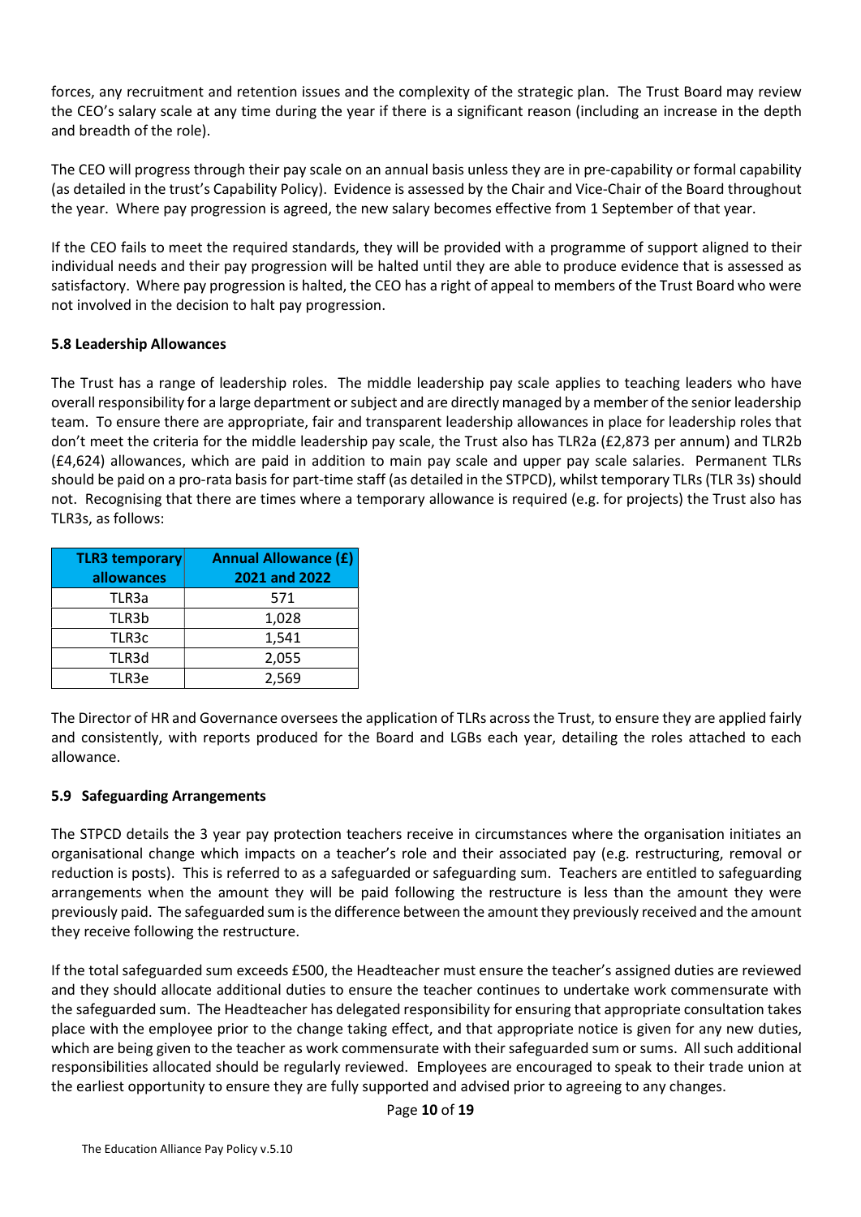forces, any recruitment and retention issues and the complexity of the strategic plan. The Trust Board may review the CEO's salary scale at any time during the year if there is a significant reason (including an increase in the depth and breadth of the role).

The CEO will progress through their pay scale on an annual basis unless they are in pre-capability or formal capability (as detailed in the trust's Capability Policy). Evidence is assessed by the Chair and Vice-Chair of the Board throughout the year. Where pay progression is agreed, the new salary becomes effective from 1 September of that year.

If the CEO fails to meet the required standards, they will be provided with a programme of support aligned to their individual needs and their pay progression will be halted until they are able to produce evidence that is assessed as satisfactory. Where pay progression is halted, the CEO has a right of appeal to members of the Trust Board who were not involved in the decision to halt pay progression.

### 5.8 Leadership Allowances

The Trust has a range of leadership roles. The middle leadership pay scale applies to teaching leaders who have overall responsibility for a large department or subject and are directly managed by a member of the senior leadership team. To ensure there are appropriate, fair and transparent leadership allowances in place for leadership roles that don't meet the criteria for the middle leadership pay scale, the Trust also has TLR2a (£2,873 per annum) and TLR2b (£4,624) allowances, which are paid in addition to main pay scale and upper pay scale salaries. Permanent TLRs should be paid on a pro-rata basis for part-time staff (as detailed in the STPCD), whilst temporary TLRs (TLR 3s) should not. Recognising that there are times where a temporary allowance is required (e.g. for projects) the Trust also has TLR3s, as follows:

| TLR3 temporary allowances | Annual Allowance (£) 2021 and 2022 |
|---|---|
| TLR3a | 571 |
| TLR3b | 1,028 |
| TLR3c | 1,541 |
| TLR3d | 2,055 |
| TLR3e | 2,569 |

The Director of HR and Governance oversees the application of TLRs across the Trust, to ensure they are applied fairly and consistently, with reports produced for the Board and LGBs each year, detailing the roles attached to each allowance.

### 5.9 Safeguarding Arrangements

The STPCD details the 3 year pay protection teachers receive in circumstances where the organisation initiates an organisational change which impacts on a teacher's role and their associated pay (e.g. restructuring, removal or reduction is posts). This is referred to as a safeguarded or safeguarding sum. Teachers are entitled to safeguarding arrangements when the amount they will be paid following the restructure is less than the amount they were previously paid. The safeguarded sum is the difference between the amount they previously received and the amount they receive following the restructure.

If the total safeguarded sum exceeds £500, the Headteacher must ensure the teacher's assigned duties are reviewed and they should allocate additional duties to ensure the teacher continues to undertake work commensurate with the safeguarded sum. The Headteacher has delegated responsibility for ensuring that appropriate consultation takes place with the employee prior to the change taking effect, and that appropriate notice is given for any new duties, which are being given to the teacher as work commensurate with their safeguarded sum or sums. All such additional responsibilities allocated should be regularly reviewed. Employees are encouraged to speak to their trade union at the earliest opportunity to ensure they are fully supported and advised prior to agreeing to any changes.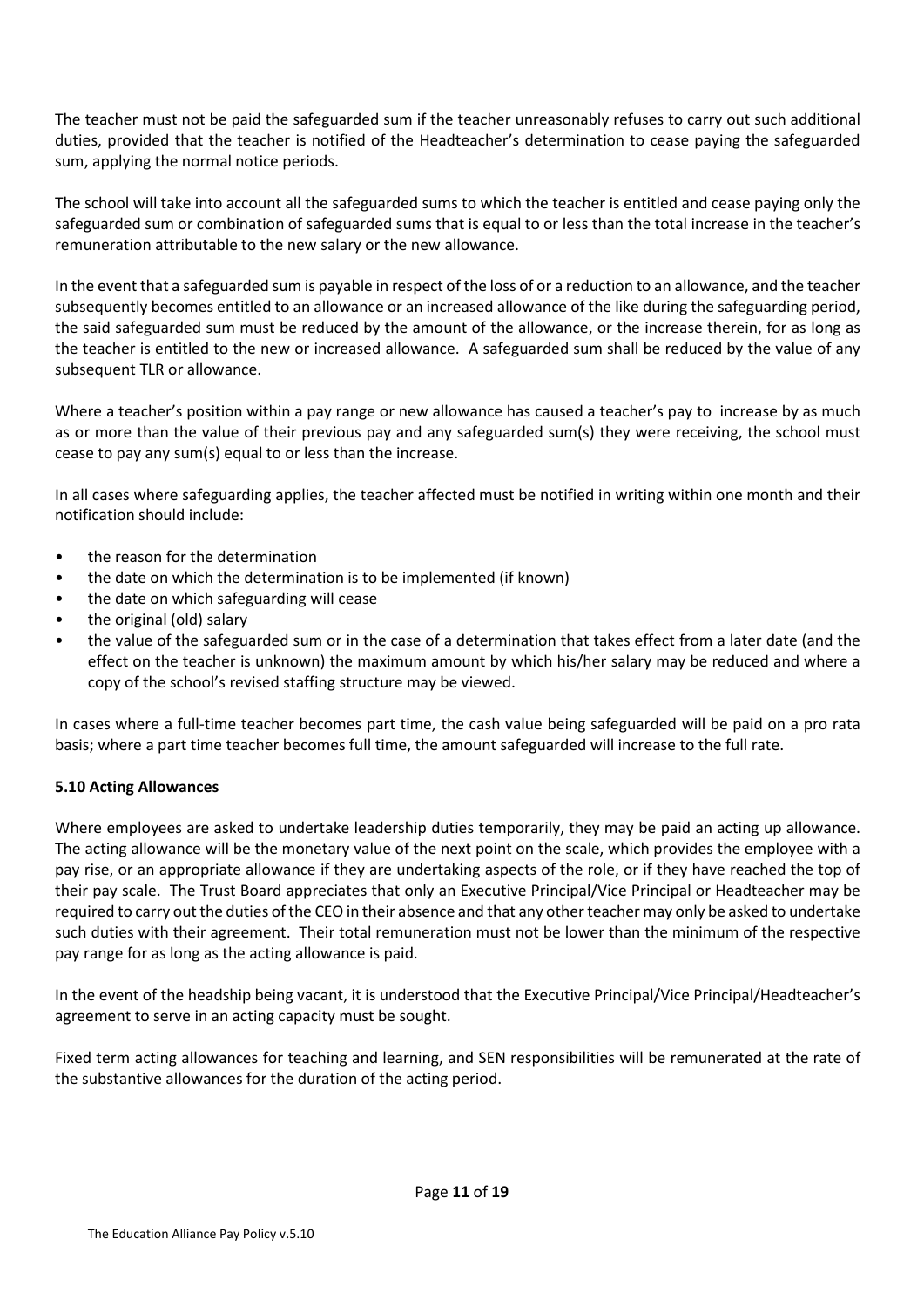The teacher must not be paid the safeguarded sum if the teacher unreasonably refuses to carry out such additional duties, provided that the teacher is notified of the Headteacher's determination to cease paying the safeguarded sum, applying the normal notice periods.

The school will take into account all the safeguarded sums to which the teacher is entitled and cease paying only the safeguarded sum or combination of safeguarded sums that is equal to or less than the total increase in the teacher's remuneration attributable to the new salary or the new allowance.

In the event that a safeguarded sum is payable in respect of the loss of or a reduction to an allowance, and the teacher subsequently becomes entitled to an allowance or an increased allowance of the like during the safeguarding period, the said safeguarded sum must be reduced by the amount of the allowance, or the increase therein, for as long as the teacher is entitled to the new or increased allowance. A safeguarded sum shall be reduced by the value of any subsequent TLR or allowance.

Where a teacher's position within a pay range or new allowance has caused a teacher's pay to increase by as much as or more than the value of their previous pay and any safeguarded sum(s) they were receiving, the school must cease to pay any sum(s) equal to or less than the increase.

In all cases where safeguarding applies, the teacher affected must be notified in writing within one month and their notification should include:

- the reason for the determination
- the date on which the determination is to be implemented (if known)
- the date on which safeguarding will cease
- the original (old) salary
- the value of the safeguarded sum or in the case of a determination that takes effect from a later date (and the effect on the teacher is unknown) the maximum amount by which his/her salary may be reduced and where a copy of the school's revised staffing structure may be viewed.

In cases where a full-time teacher becomes part time, the cash value being safeguarded will be paid on a pro rata basis; where a part time teacher becomes full time, the amount safeguarded will increase to the full rate.

**5.10 Acting Allowances**

Where employees are asked to undertake leadership duties temporarily, they may be paid an acting up allowance. The acting allowance will be the monetary value of the next point on the scale, which provides the employee with a pay rise, or an appropriate allowance if they are undertaking aspects of the role, or if they have reached the top of their pay scale. The Trust Board appreciates that only an Executive Principal/Vice Principal or Headteacher may be required to carry out the duties of the CEO in their absence and that any other teacher may only be asked to undertake such duties with their agreement. Their total remuneration must not be lower than the minimum of the respective pay range for as long as the acting allowance is paid.

In the event of the headship being vacant, it is understood that the Executive Principal/Vice Principal/Headteacher's agreement to serve in an acting capacity must be sought.

Fixed term acting allowances for teaching and learning, and SEN responsibilities will be remunerated at the rate of the substantive allowances for the duration of the acting period.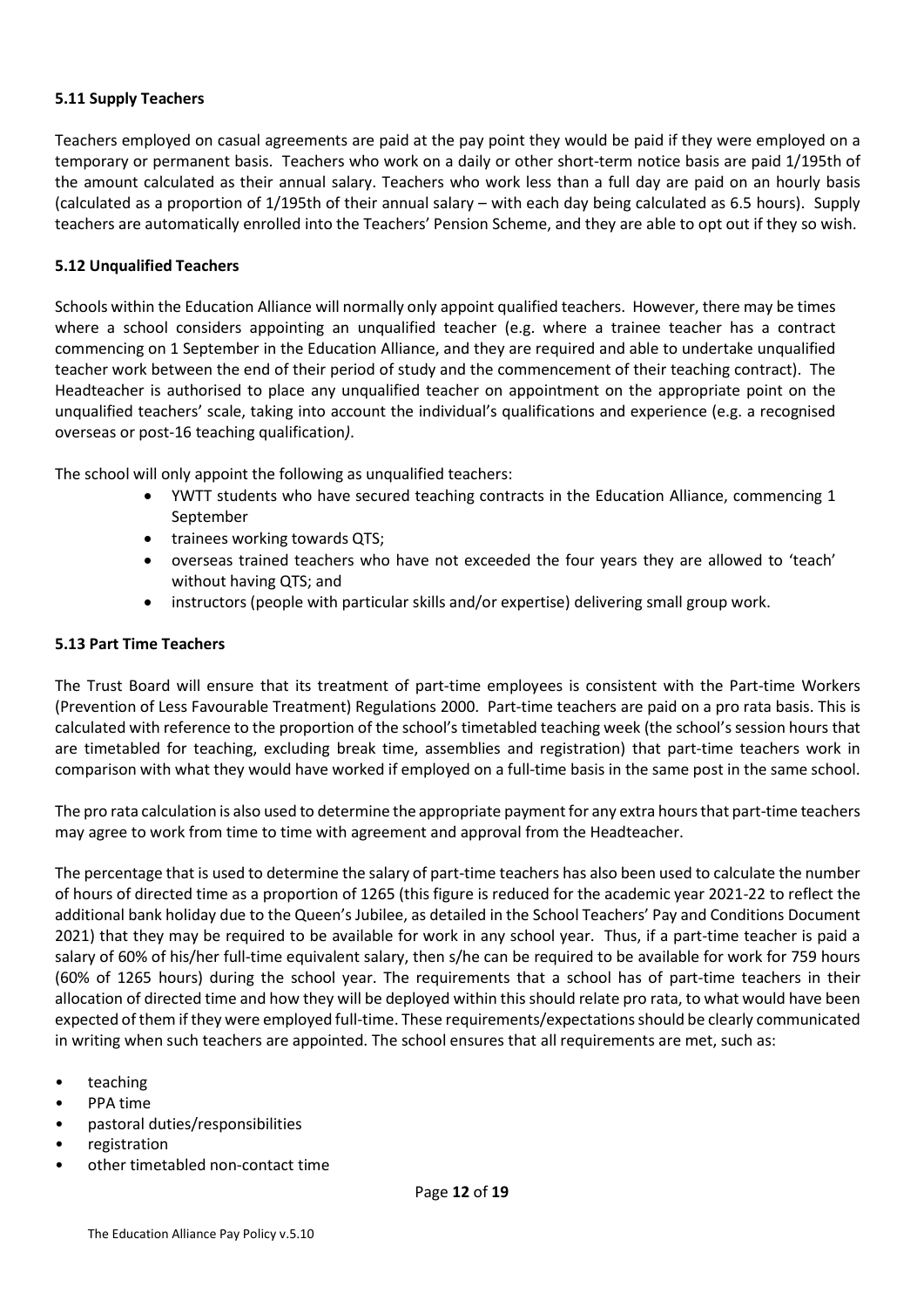### 5.11 Supply Teachers

Teachers employed on casual agreements are paid at the pay point they would be paid if they were employed on a temporary or permanent basis. Teachers who work on a daily or other short-term notice basis are paid 1/195th of the amount calculated as their annual salary. Teachers who work less than a full day are paid on an hourly basis (calculated as a proportion of 1/195th of their annual salary – with each day being calculated as 6.5 hours). Supply teachers are automatically enrolled into the Teachers' Pension Scheme, and they are able to opt out if they so wish.

### 5.12 Unqualified Teachers

Schools within the Education Alliance will normally only appoint qualified teachers. However, there may be times where a school considers appointing an unqualified teacher (e.g. where a trainee teacher has a contract commencing on 1 September in the Education Alliance, and they are required and able to undertake unqualified teacher work between the end of their period of study and the commencement of their teaching contract). The Headteacher is authorised to place any unqualified teacher on appointment on the appropriate point on the unqualified teachers' scale, taking into account the individual's qualifications and experience (e.g. a recognised overseas or post-16 teaching qualification*)*.

The school will only appoint the following as unqualified teachers:

- YWTT students who have secured teaching contracts in the Education Alliance, commencing 1 September
- trainees working towards QTS;
- overseas trained teachers who have not exceeded the four years they are allowed to 'teach' without having QTS; and
- instructors (people with particular skills and/or expertise) delivering small group work.

### 5.13 Part Time Teachers

The Trust Board will ensure that its treatment of part-time employees is consistent with the Part-time Workers (Prevention of Less Favourable Treatment) Regulations 2000. Part-time teachers are paid on a pro rata basis. This is calculated with reference to the proportion of the school's timetabled teaching week (the school's session hours that are timetabled for teaching, excluding break time, assemblies and registration) that part-time teachers work in comparison with what they would have worked if employed on a full-time basis in the same post in the same school.

The pro rata calculation is also used to determine the appropriate payment for any extra hours that part-time teachers may agree to work from time to time with agreement and approval from the Headteacher.

The percentage that is used to determine the salary of part-time teachers has also been used to calculate the number of hours of directed time as a proportion of 1265 (this figure is reduced for the academic year 2021-22 to reflect the additional bank holiday due to the Queen's Jubilee, as detailed in the School Teachers' Pay and Conditions Document 2021) that they may be required to be available for work in any school year. Thus, if a part-time teacher is paid a salary of 60% of his/her full-time equivalent salary, then s/he can be required to be available for work for 759 hours (60% of 1265 hours) during the school year. The requirements that a school has of part-time teachers in their allocation of directed time and how they will be deployed within this should relate pro rata, to what would have been expected of them if they were employed full-time. These requirements/expectations should be clearly communicated in writing when such teachers are appointed. The school ensures that all requirements are met, such as:

- teaching
- PPA time
- pastoral duties/responsibilities
- registration
- other timetabled non-contact time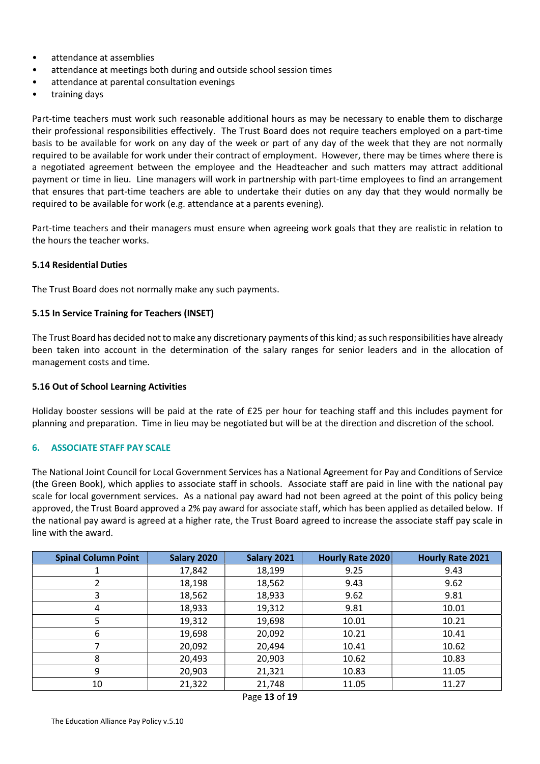- attendance at assemblies
- attendance at meetings both during and outside school session times
- attendance at parental consultation evenings
- training days

Part-time teachers must work such reasonable additional hours as may be necessary to enable them to discharge their professional responsibilities effectively. The Trust Board does not require teachers employed on a part-time basis to be available for work on any day of the week or part of any day of the week that they are not normally required to be available for work under their contract of employment. However, there may be times where there is a negotiated agreement between the employee and the Headteacher and such matters may attract additional payment or time in lieu. Line managers will work in partnership with part-time employees to find an arrangement that ensures that part-time teachers are able to undertake their duties on any day that they would normally be required to be available for work (e.g. attendance at a parents evening).

Part-time teachers and their managers must ensure when agreeing work goals that they are realistic in relation to the hours the teacher works.

### 5.14 Residential Duties

The Trust Board does not normally make any such payments.

### 5.15 In Service Training for Teachers (INSET)

The Trust Board has decided not to make any discretionary payments of this kind; as such responsibilities have already been taken into account in the determination of the salary ranges for senior leaders and in the allocation of management costs and time.

### 5.16 Out of School Learning Activities

Holiday booster sessions will be paid at the rate of £25 per hour for teaching staff and this includes payment for planning and preparation. Time in lieu may be negotiated but will be at the direction and discretion of the school.

## 6. ASSOCIATE STAFF PAY SCALE

The National Joint Council for Local Government Services has a National Agreement for Pay and Conditions of Service (the Green Book), which applies to associate staff in schools. Associate staff are paid in line with the national pay scale for local government services. As a national pay award had not been agreed at the point of this policy being approved, the Trust Board approved a 2% pay award for associate staff, which has been applied as detailed below. If the national pay award is agreed at a higher rate, the Trust Board agreed to increase the associate staff pay scale in line with the award.

| Spinal Column Point | Salary 2020 | Salary 2021 | Hourly Rate 2020 | Hourly Rate 2021 |
|---|---|---|---|---|
| 1 | 17,842 | 18,199 | 9.25 | 9.43 |
| 2 | 18,198 | 18,562 | 9.43 | 9.62 |
| 3 | 18,562 | 18,933 | 9.62 | 9.81 |
| 4 | 18,933 | 19,312 | 9.81 | 10.01 |
| 5 | 19,312 | 19,698 | 10.01 | 10.21 |
| 6 | 19,698 | 20,092 | 10.21 | 10.41 |
| 7 | 20,092 | 20,494 | 10.41 | 10.62 |
| 8 | 20,493 | 20,903 | 10.62 | 10.83 |
| 9 | 20,903 | 21,321 | 10.83 | 11.05 |
| 10 | 21,322 | 21,748 | 11.05 | 11.27 |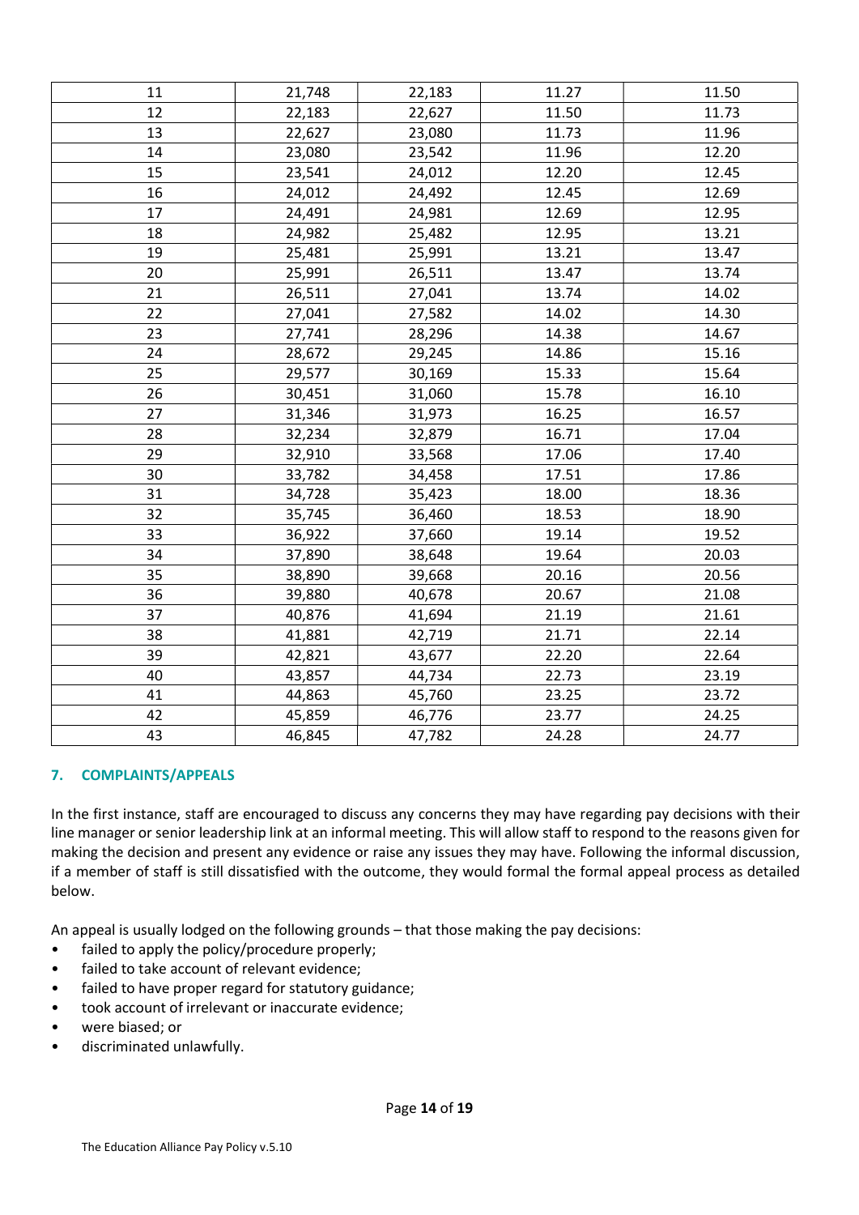| 11 | 21,748 | 22,183 | 11.27 | 11.50 |
|---|---|---|---|---|
| 12 | 22,183 | 22,627 | 11.50 | 11.73 |
| 13 | 22,627 | 23,080 | 11.73 | 11.96 |
| 14 | 23,080 | 23,542 | 11.96 | 12.20 |
| 15 | 23,541 | 24,012 | 12.20 | 12.45 |
| 16 | 24,012 | 24,492 | 12.45 | 12.69 |
| 17 | 24,491 | 24,981 | 12.69 | 12.95 |
| 18 | 24,982 | 25,482 | 12.95 | 13.21 |
| 19 | 25,481 | 25,991 | 13.21 | 13.47 |
| 20 | 25,991 | 26,511 | 13.47 | 13.74 |
| 21 | 26,511 | 27,041 | 13.74 | 14.02 |
| 22 | 27,041 | 27,582 | 14.02 | 14.30 |
| 23 | 27,741 | 28,296 | 14.38 | 14.67 |
| 24 | 28,672 | 29,245 | 14.86 | 15.16 |
| 25 | 29,577 | 30,169 | 15.33 | 15.64 |
| 26 | 30,451 | 31,060 | 15.78 | 16.10 |
| 27 | 31,346 | 31,973 | 16.25 | 16.57 |
| 28 | 32,234 | 32,879 | 16.71 | 17.04 |
| 29 | 32,910 | 33,568 | 17.06 | 17.40 |
| 30 | 33,782 | 34,458 | 17.51 | 17.86 |
| 31 | 34,728 | 35,423 | 18.00 | 18.36 |
| 32 | 35,745 | 36,460 | 18.53 | 18.90 |
| 33 | 36,922 | 37,660 | 19.14 | 19.52 |
| 34 | 37,890 | 38,648 | 19.64 | 20.03 |
| 35 | 38,890 | 39,668 | 20.16 | 20.56 |
| 36 | 39,880 | 40,678 | 20.67 | 21.08 |
| 37 | 40,876 | 41,694 | 21.19 | 21.61 |
| 38 | 41,881 | 42,719 | 21.71 | 22.14 |
| 39 | 42,821 | 43,677 | 22.20 | 22.64 |
| 40 | 43,857 | 44,734 | 22.73 | 23.19 |
| 41 | 44,863 | 45,760 | 23.25 | 23.72 |
| 42 | 45,859 | 46,776 | 23.77 | 24.25 |
| 43 | 46,845 | 47,782 | 24.28 | 24.77 |

## 7. COMPLAINTS/APPEALS

In the first instance, staff are encouraged to discuss any concerns they may have regarding pay decisions with their line manager or senior leadership link at an informal meeting. This will allow staff to respond to the reasons given for making the decision and present any evidence or raise any issues they may have. Following the informal discussion, if a member of staff is still dissatisfied with the outcome, they would formal the formal appeal process as detailed below.

An appeal is usually lodged on the following grounds – that those making the pay decisions:

- failed to apply the policy/procedure properly;
- failed to take account of relevant evidence;
- failed to have proper regard for statutory guidance;
- took account of irrelevant or inaccurate evidence;
- were biased; or
- discriminated unlawfully.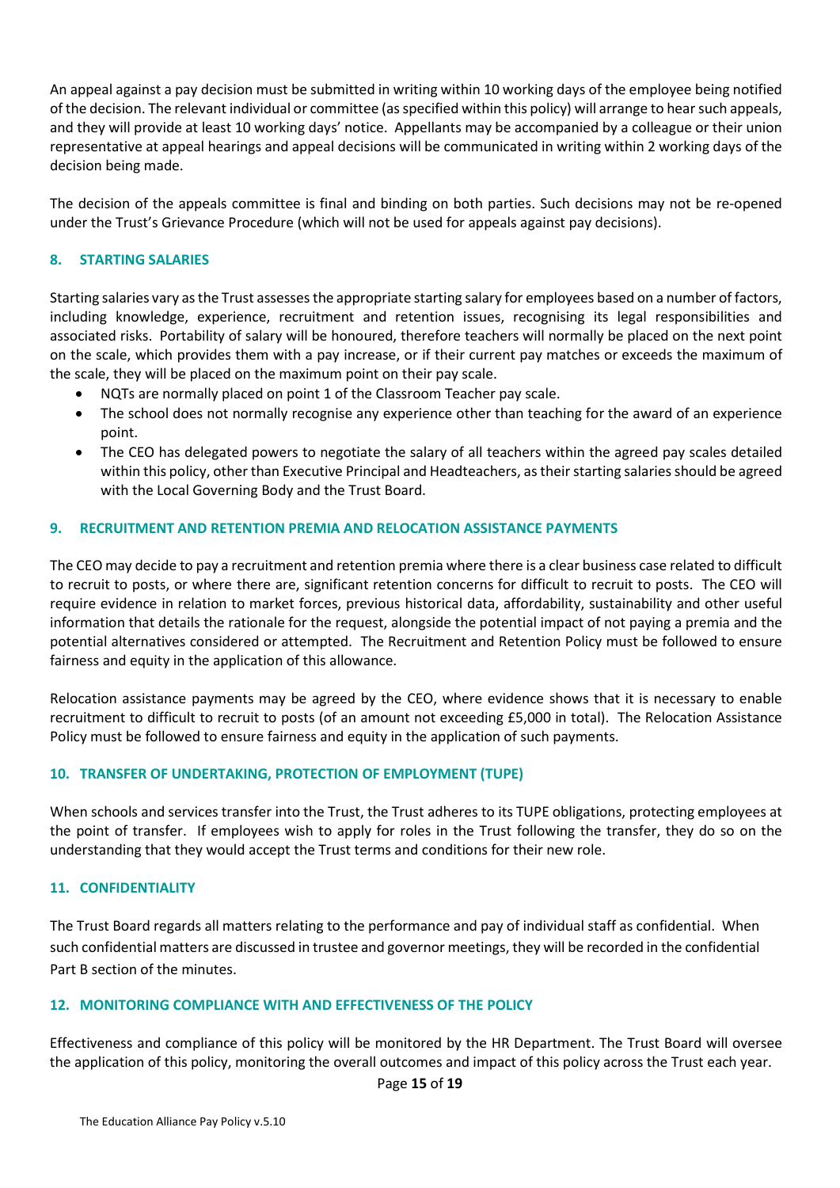An appeal against a pay decision must be submitted in writing within 10 working days of the employee being notified of the decision. The relevant individual or committee (as specified within this policy) will arrange to hear such appeals, and they will provide at least 10 working days' notice. Appellants may be accompanied by a colleague or their union representative at appeal hearings and appeal decisions will be communicated in writing within 2 working days of the decision being made.

The decision of the appeals committee is final and binding on both parties. Such decisions may not be re-opened under the Trust's Grievance Procedure (which will not be used for appeals against pay decisions).

## 8. STARTING SALARIES

Starting salaries vary as the Trust assesses the appropriate starting salary for employees based on a number of factors, including knowledge, experience, recruitment and retention issues, recognising its legal responsibilities and associated risks. Portability of salary will be honoured, therefore teachers will normally be placed on the next point on the scale, which provides them with a pay increase, or if their current pay matches or exceeds the maximum of the scale, they will be placed on the maximum point on their pay scale.

- NQTs are normally placed on point 1 of the Classroom Teacher pay scale.
- The school does not normally recognise any experience other than teaching for the award of an experience point.
- The CEO has delegated powers to negotiate the salary of all teachers within the agreed pay scales detailed within this policy, other than Executive Principal and Headteachers, as their starting salaries should be agreed with the Local Governing Body and the Trust Board.

## 9. RECRUITMENT AND RETENTION PREMIA AND RELOCATION ASSISTANCE PAYMENTS

The CEO may decide to pay a recruitment and retention premia where there is a clear business case related to difficult to recruit to posts, or where there are, significant retention concerns for difficult to recruit to posts. The CEO will require evidence in relation to market forces, previous historical data, affordability, sustainability and other useful information that details the rationale for the request, alongside the potential impact of not paying a premia and the potential alternatives considered or attempted. The Recruitment and Retention Policy must be followed to ensure fairness and equity in the application of this allowance.

Relocation assistance payments may be agreed by the CEO, where evidence shows that it is necessary to enable recruitment to difficult to recruit to posts (of an amount not exceeding £5,000 in total). The Relocation Assistance Policy must be followed to ensure fairness and equity in the application of such payments.

## 10. TRANSFER OF UNDERTAKING, PROTECTION OF EMPLOYMENT (TUPE)

When schools and services transfer into the Trust, the Trust adheres to its TUPE obligations, protecting employees at the point of transfer. If employees wish to apply for roles in the Trust following the transfer, they do so on the understanding that they would accept the Trust terms and conditions for their new role.

## 11. CONFIDENTIALITY

The Trust Board regards all matters relating to the performance and pay of individual staff as confidential. When such confidential matters are discussed in trustee and governor meetings, they will be recorded in the confidential Part B section of the minutes.

## 12. MONITORING COMPLIANCE WITH AND EFFECTIVENESS OF THE POLICY

Effectiveness and compliance of this policy will be monitored by the HR Department. The Trust Board will oversee the application of this policy, monitoring the overall outcomes and impact of this policy across the Trust each year.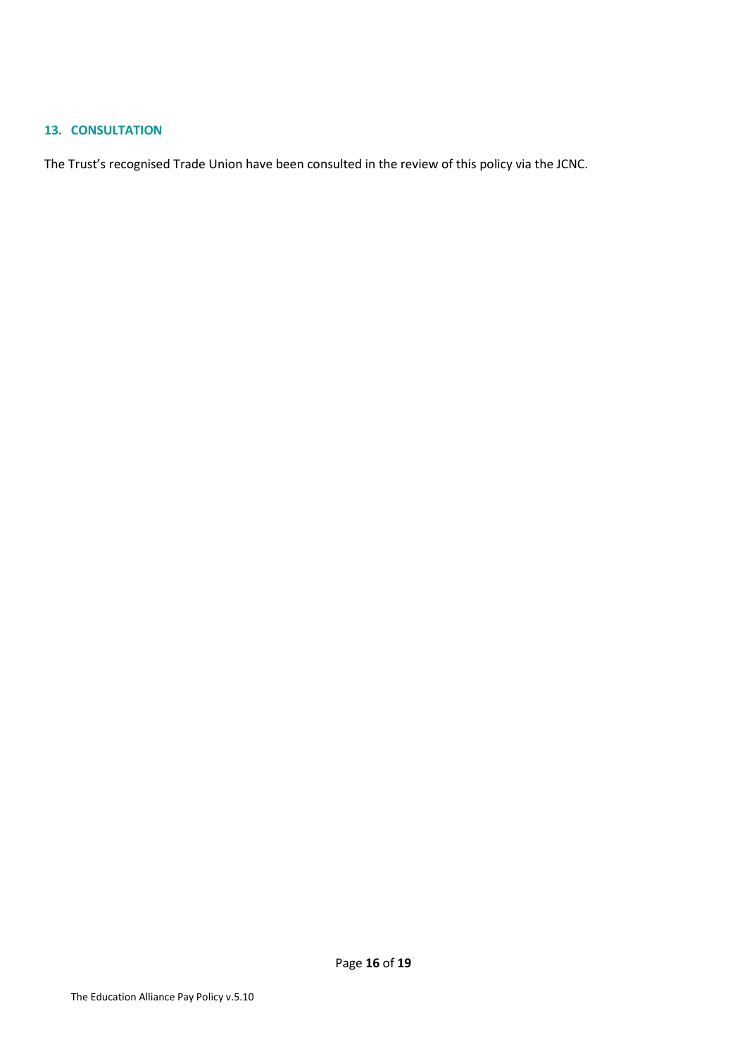## 13. CONSULTATION

The Trust's recognised Trade Union have been consulted in the review of this policy via the JCNC.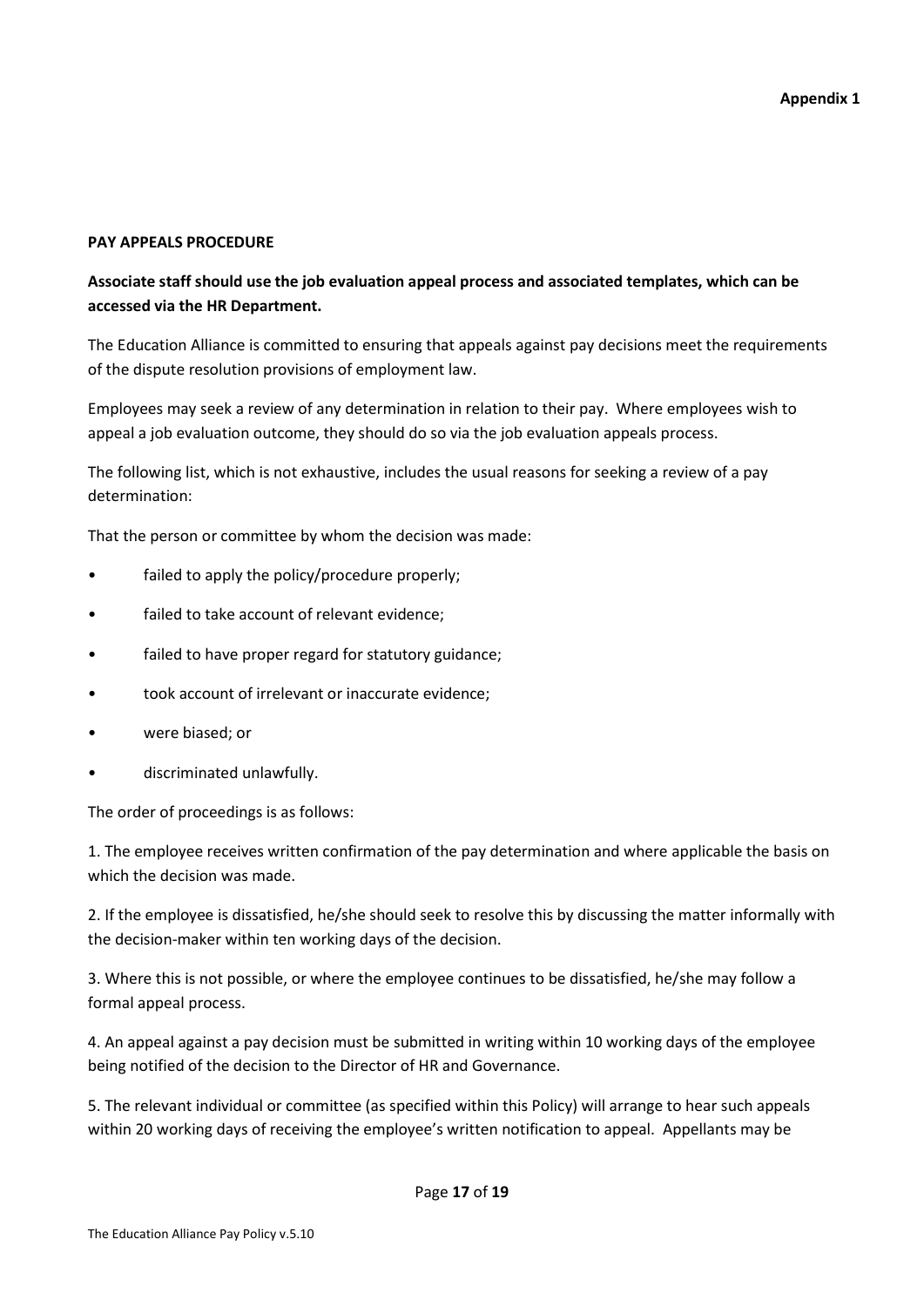**Appendix 1**

**PAY APPEALS PROCEDURE**

**Associate staff should use the job evaluation appeal process and associated templates, which can be accessed via the HR Department.**

The Education Alliance is committed to ensuring that appeals against pay decisions meet the requirements of the dispute resolution provisions of employment law.

Employees may seek a review of any determination in relation to their pay. Where employees wish to appeal a job evaluation outcome, they should do so via the job evaluation appeals process.

The following list, which is not exhaustive, includes the usual reasons for seeking a review of a pay determination:

That the person or committee by whom the decision was made:

- failed to apply the policy/procedure properly;
- failed to take account of relevant evidence;
- failed to have proper regard for statutory guidance;
- took account of irrelevant or inaccurate evidence;
- were biased; or
- discriminated unlawfully.

The order of proceedings is as follows:

1. The employee receives written confirmation of the pay determination and where applicable the basis on which the decision was made.

2. If the employee is dissatisfied, he/she should seek to resolve this by discussing the matter informally with the decision-maker within ten working days of the decision.

3. Where this is not possible, or where the employee continues to be dissatisfied, he/she may follow a formal appeal process.

4. An appeal against a pay decision must be submitted in writing within 10 working days of the employee being notified of the decision to the Director of HR and Governance.

5. The relevant individual or committee (as specified within this Policy) will arrange to hear such appeals within 20 working days of receiving the employee's written notification to appeal. Appellants may be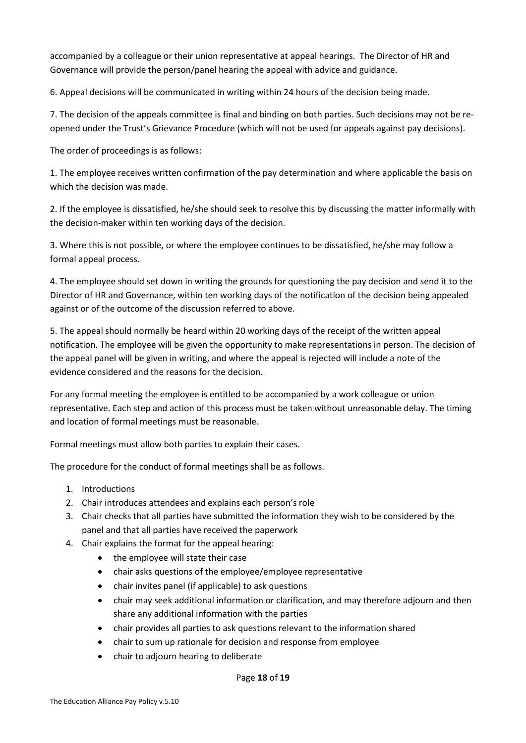accompanied by a colleague or their union representative at appeal hearings. The Director of HR and Governance will provide the person/panel hearing the appeal with advice and guidance.

6. Appeal decisions will be communicated in writing within 24 hours of the decision being made.

7. The decision of the appeals committee is final and binding on both parties. Such decisions may not be re-opened under the Trust's Grievance Procedure (which will not be used for appeals against pay decisions).

The order of proceedings is as follows:

1. The employee receives written confirmation of the pay determination and where applicable the basis on which the decision was made.

2. If the employee is dissatisfied, he/she should seek to resolve this by discussing the matter informally with the decision-maker within ten working days of the decision.

3. Where this is not possible, or where the employee continues to be dissatisfied, he/she may follow a formal appeal process.

4. The employee should set down in writing the grounds for questioning the pay decision and send it to the Director of HR and Governance, within ten working days of the notification of the decision being appealed against or of the outcome of the discussion referred to above.

5. The appeal should normally be heard within 20 working days of the receipt of the written appeal notification. The employee will be given the opportunity to make representations in person. The decision of the appeal panel will be given in writing, and where the appeal is rejected will include a note of the evidence considered and the reasons for the decision.

For any formal meeting the employee is entitled to be accompanied by a work colleague or union representative. Each step and action of this process must be taken without unreasonable delay. The timing and location of formal meetings must be reasonable.

Formal meetings must allow both parties to explain their cases.

The procedure for the conduct of formal meetings shall be as follows.

1. Introductions
2. Chair introduces attendees and explains each person's role
3. Chair checks that all parties have submitted the information they wish to be considered by the panel and that all parties have received the paperwork
4. Chair explains the format for the appeal hearing:
    - the employee will state their case
    - chair asks questions of the employee/employee representative
    - chair invites panel (if applicable) to ask questions
    - chair may seek additional information or clarification, and may therefore adjourn and then share any additional information with the parties
    - chair provides all parties to ask questions relevant to the information shared
    - chair to sum up rationale for decision and response from employee
    - chair to adjourn hearing to deliberate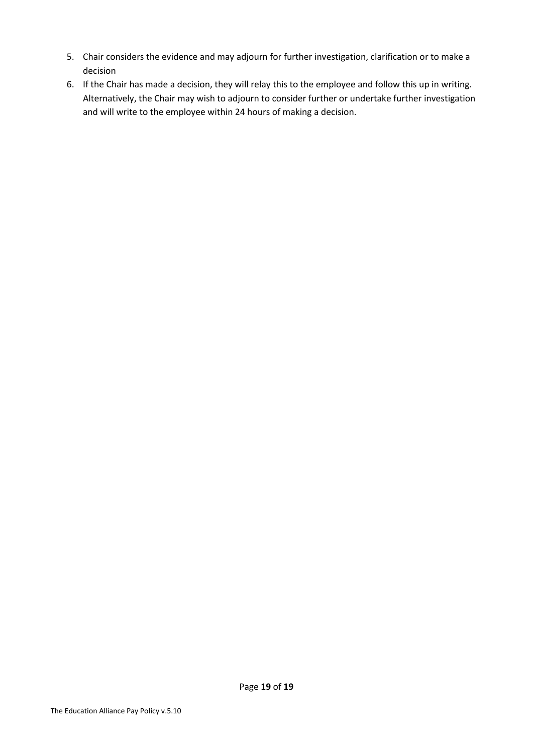5. Chair considers the evidence and may adjourn for further investigation, clarification or to make a decision
6. If the Chair has made a decision, they will relay this to the employee and follow this up in writing. Alternatively, the Chair may wish to adjourn to consider further or undertake further investigation and will write to the employee within 24 hours of making a decision.